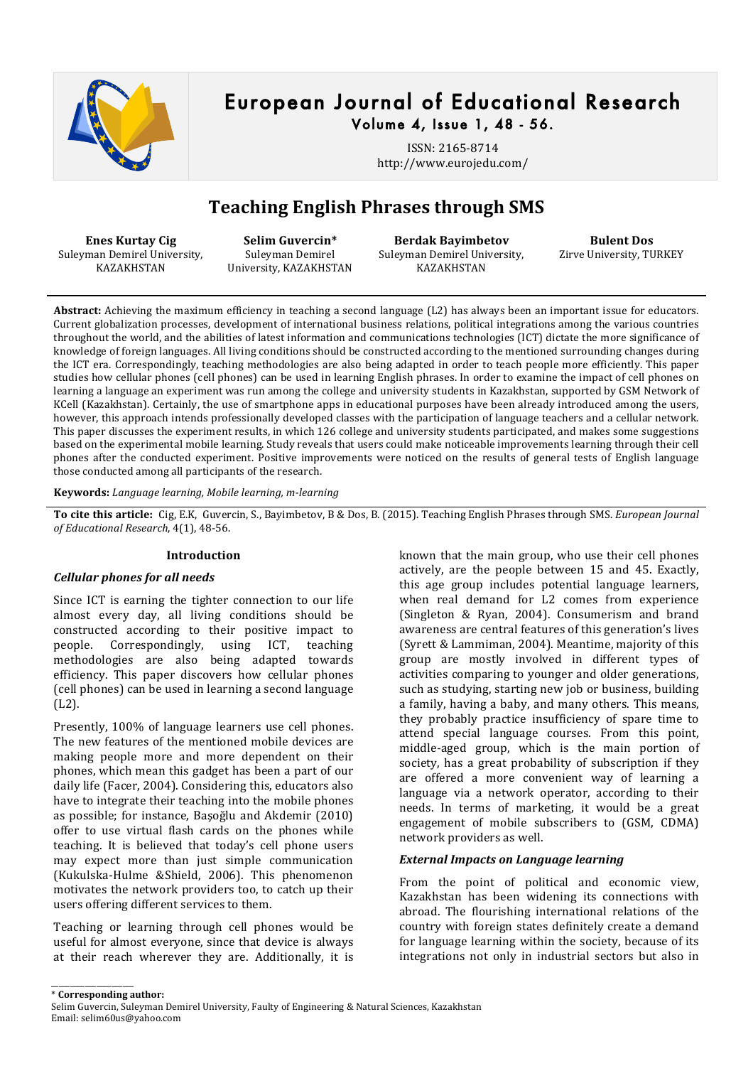# European Journal of Educational Research

Volume 4, Issue 1, 48 - 56.

ISSN: 2165-8714
http://www.eurojedu.com/

# Teaching English Phrases through SMS

**Enes Kurtay Cig**
Suleyman Demirel University, KAZAKHSTAN

**Selim Guvercin***
Suleyman Demirel University, KAZAKHSTAN

**Berdak Bayimbetov**
Suleyman Demirel University, KAZAKHSTAN

**Bulent Dos**
Zirve University, TURKEY

**Abstract:** Achieving the maximum efficiency in teaching a second language (L2) has always been an important issue for educators. Current globalization processes, development of international business relations, political integrations among the various countries throughout the world, and the abilities of latest information and communications technologies (ICT) dictate the more significance of knowledge of foreign languages. All living conditions should be constructed according to the mentioned surrounding changes during the ICT era. Correspondingly, teaching methodologies are also being adapted in order to teach people more efficiently. This paper studies how cellular phones (cell phones) can be used in learning English phrases. In order to examine the impact of cell phones on learning a language an experiment was run among the college and university students in Kazakhstan, supported by GSM Network of KCell (Kazakhstan). Certainly, the use of smartphone apps in educational purposes have been already introduced among the users, however, this approach intends professionally developed classes with the participation of language teachers and a cellular network. This paper discusses the experiment results, in which 126 college and university students participated, and makes some suggestions based on the experimental mobile learning. Study reveals that users could make noticeable improvements learning through their cell phones after the conducted experiment. Positive improvements were noticed on the results of general tests of English language those conducted among all participants of the research.

**Keywords:** *Language learning, Mobile learning, m-learning*

**To cite this article:** Cig, E.K, Guvercin, S., Bayimbetov, B & Dos, B. (2015). Teaching English Phrases through SMS. *European Journal of Educational Research*, 4(1), 48-56.

## Introduction

### *Cellular phones for all needs*

Since ICT is earning the tighter connection to our life almost every day, all living conditions should be constructed according to their positive impact to people. Correspondingly, using ICT, teaching methodologies are also being adapted towards efficiency. This paper discovers how cellular phones (cell phones) can be used in learning a second language (L2).

Presently, 100% of language learners use cell phones. The new features of the mentioned mobile devices are making people more and more dependent on their phones, which mean this gadget has been a part of our daily life (Facer, 2004). Considering this, educators also have to integrate their teaching into the mobile phones as possible; for instance, Başoğlu and Akdemir (2010) offer to use virtual flash cards on the phones while teaching. It is believed that today's cell phone users may expect more than just simple communication (Kukulska-Hulme &Shield, 2006). This phenomenon motivates the network providers too, to catch up their users offering different services to them.

Teaching or learning through cell phones would be useful for almost everyone, since that device is always at their reach wherever they are. Additionally, it is known that the main group, who use their cell phones actively, are the people between 15 and 45. Exactly, this age group includes potential language learners, when real demand for L2 comes from experience (Singleton & Ryan, 2004). Consumerism and brand awareness are central features of this generation's lives (Syrett & Lammiman, 2004). Meantime, majority of this group are mostly involved in different types of activities comparing to younger and older generations, such as studying, starting new job or business, building a family, having a baby, and many others. This means, they probably practice insufficiency of spare time to attend special language courses. From this point, middle-aged group, which is the main portion of society, has a great probability of subscription if they are offered a more convenient way of learning a language via a network operator, according to their needs. In terms of marketing, it would be a great engagement of mobile subscribers to (GSM, CDMA) network providers as well.

### *External Impacts on Language learning*

From the point of political and economic view, Kazakhstan has been widening its connections with abroad. The flourishing international relations of the country with foreign states definitely create a demand for language learning within the society, because of its integrations not only in industrial sectors but also in

---

\* **Corresponding author:**
Selim Guvercin, Suleyman Demirel University, Faulty of Engineering & Natural Sciences, Kazakhstan
Email: selim60us@yahoo.com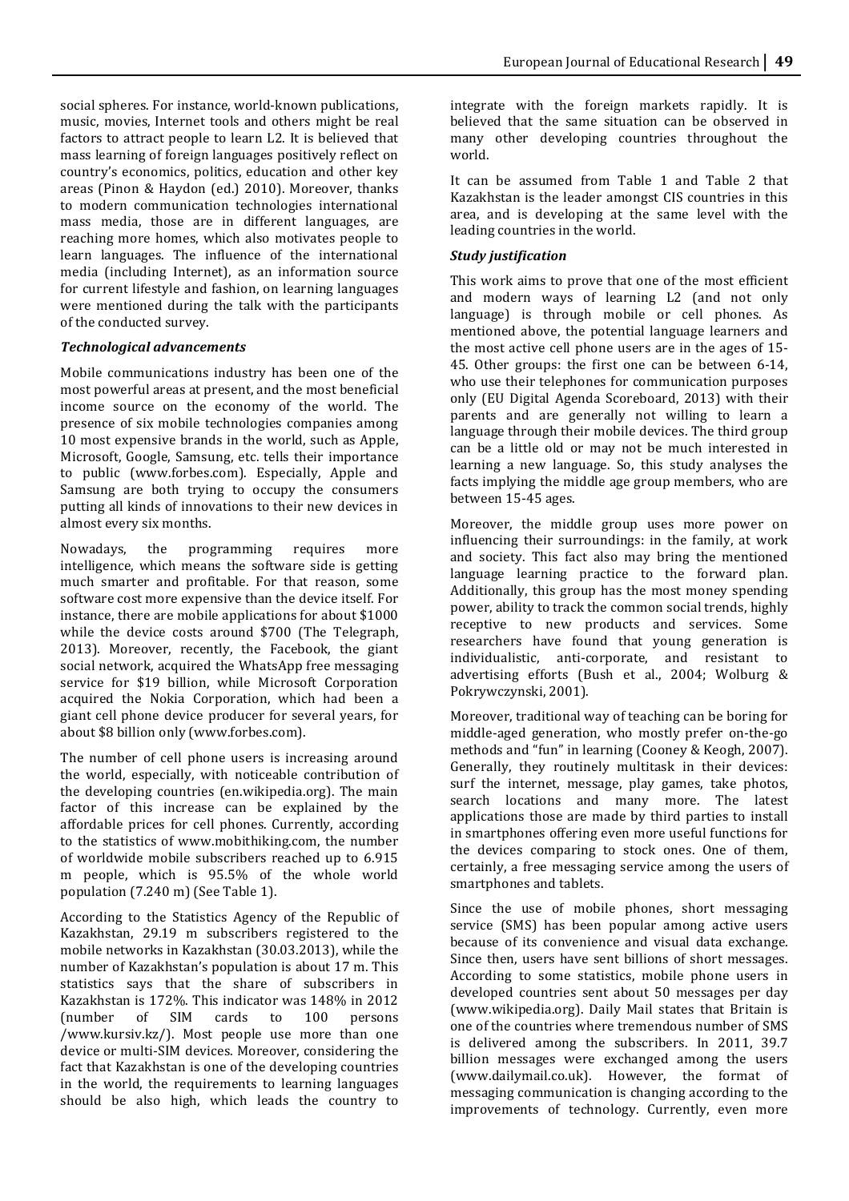social spheres. For instance, world-known publications, music, movies, Internet tools and others might be real factors to attract people to learn L2. It is believed that mass learning of foreign languages positively reflect on country's economics, politics, education and other key areas (Pinon & Haydon (ed.) 2010). Moreover, thanks to modern communication technologies international mass media, those are in different languages, are reaching more homes, which also motivates people to learn languages. The influence of the international media (including Internet), as an information source for current lifestyle and fashion, on learning languages were mentioned during the talk with the participants of the conducted survey.

### *Technological advancements*

Mobile communications industry has been one of the most powerful areas at present, and the most beneficial income source on the economy of the world. The presence of six mobile technologies companies among 10 most expensive brands in the world, such as Apple, Microsoft, Google, Samsung, etc. tells their importance to public (www.forbes.com). Especially, Apple and Samsung are both trying to occupy the consumers putting all kinds of innovations to their new devices in almost every six months.

Nowadays, the programming requires more intelligence, which means the software side is getting much smarter and profitable. For that reason, some software cost more expensive than the device itself. For instance, there are mobile applications for about $1000 while the device costs around $700 (The Telegraph, 2013). Moreover, recently, the Facebook, the giant social network, acquired the WhatsApp free messaging service for $19 billion, while Microsoft Corporation acquired the Nokia Corporation, which had been a giant cell phone device producer for several years, for about $8 billion only (www.forbes.com).

The number of cell phone users is increasing around the world, especially, with noticeable contribution of the developing countries (en.wikipedia.org). The main factor of this increase can be explained by the affordable prices for cell phones. Currently, according to the statistics of www.mobithiking.com, the number of worldwide mobile subscribers reached up to 6.915 m people, which is 95.5% of the whole world population (7.240 m) (See Table 1).

According to the Statistics Agency of the Republic of Kazakhstan, 29.19 m subscribers registered to the mobile networks in Kazakhstan (30.03.2013), while the number of Kazakhstan's population is about 17 m. This statistics says that the share of subscribers in Kazakhstan is 172%. This indicator was 148% in 2012 (number of SIM cards to 100 persons /www.kursiv.kz/). Most people use more than one device or multi-SIM devices. Moreover, considering the fact that Kazakhstan is one of the developing countries in the world, the requirements to learning languages should be also high, which leads the country to integrate with the foreign markets rapidly. It is believed that the same situation can be observed in many other developing countries throughout the world.

It can be assumed from Table 1 and Table 2 that Kazakhstan is the leader amongst CIS countries in this area, and is developing at the same level with the leading countries in the world.

### *Study justification*

This work aims to prove that one of the most efficient and modern ways of learning L2 (and not only language) is through mobile or cell phones. As mentioned above, the potential language learners and the most active cell phone users are in the ages of 15-45. Other groups: the first one can be between 6-14, who use their telephones for communication purposes only (EU Digital Agenda Scoreboard, 2013) with their parents and are generally not willing to learn a language through their mobile devices. The third group can be a little old or may not be much interested in learning a new language. So, this study analyses the facts implying the middle age group members, who are between 15-45 ages.

Moreover, the middle group uses more power on influencing their surroundings: in the family, at work and society. This fact also may bring the mentioned language learning practice to the forward plan. Additionally, this group has the most money spending power, ability to track the common social trends, highly receptive to new products and services. Some researchers have found that young generation is individualistic, anti-corporate, and resistant to advertising efforts (Bush et al., 2004; Wolburg & Pokrywczynski, 2001).

Moreover, traditional way of teaching can be boring for middle-aged generation, who mostly prefer on-the-go methods and "fun" in learning (Cooney & Keogh, 2007). Generally, they routinely multitask in their devices: surf the internet, message, play games, take photos, search locations and many more. The latest applications those are made by third parties to install in smartphones offering even more useful functions for the devices comparing to stock ones. One of them, certainly, a free messaging service among the users of smartphones and tablets.

Since the use of mobile phones, short messaging service (SMS) has been popular among active users because of its convenience and visual data exchange. Since then, users have sent billions of short messages. According to some statistics, mobile phone users in developed countries sent about 50 messages per day (www.wikipedia.org). Daily Mail states that Britain is one of the countries where tremendous number of SMS is delivered among the subscribers. In 2011, 39.7 billion messages were exchanged among the users (www.dailymail.co.uk). However, the format of messaging communication is changing according to the improvements of technology. Currently, even more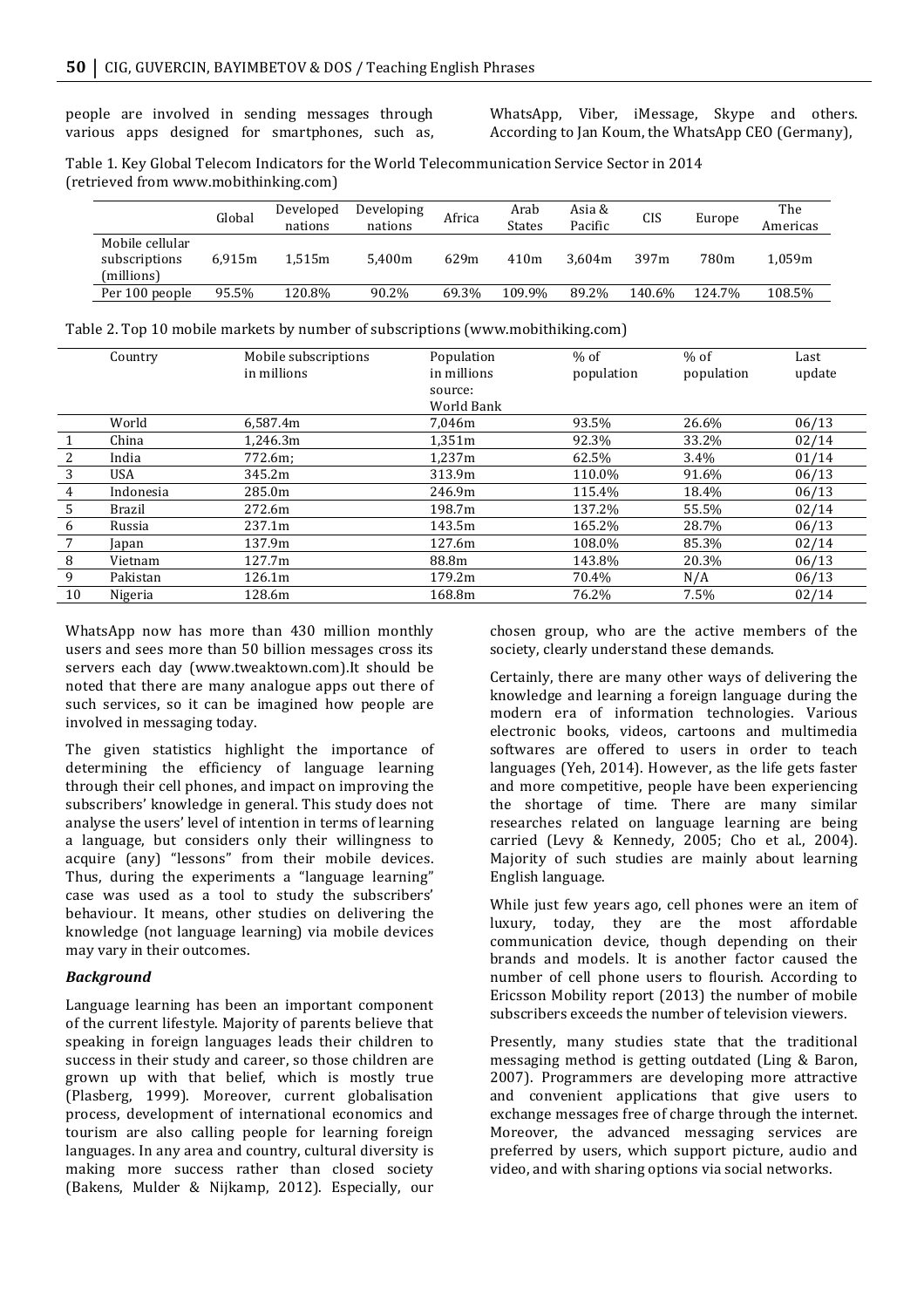people are involved in sending messages through various apps designed for smartphones, such as, WhatsApp, Viber, iMessage, Skype and others. According to Jan Koum, the WhatsApp CEO (Germany), WhatsApp now has more than 430 million monthly users and sees more than 50 billion messages cross its servers each day (www.tweaktown.com).It should be noted that there are many analogue apps out there of such services, so it can be imagined how people are involved in messaging today.

Table 1. Key Global Telecom Indicators for the World Telecommunication Service Sector in 2014 (retrieved from www.mobithinking.com)

| | Global | Developed nations | Developing nations | Africa | Arab States | Asia & Pacific | CIS | Europe | The Americas |
|---|---|---|---|---|---|---|---|---|---|
| Mobile cellular subscriptions (millions) | 6,915m | 1,515m | 5,400m | 629m | 410m | 3,604m | 397m | 780m | 1,059m |
| Per 100 people | 95.5% | 120.8% | 90.2% | 69.3% | 109.9% | 89.2% | 140.6% | 124.7% | 108.5% |

Table 2. Top 10 mobile markets by number of subscriptions (www.mobithiking.com)

| | Country | Mobile subscriptions in millions | Population in millions source: World Bank | % of population | % of population | Last update |
|---|---|---|---|---|---|---|
| | World | 6,587.4m | 7,046m | 93.5% | 26.6% | 06/13 |
| 1 | China | 1,246.3m | 1,351m | 92.3% | 33.2% | 02/14 |
| 2 | India | 772.6m; | 1,237m | 62.5% | 3.4% | 01/14 |
| 3 | USA | 345.2m | 313.9m | 110.0% | 91.6% | 06/13 |
| 4 | Indonesia | 285.0m | 246.9m | 115.4% | 18.4% | 06/13 |
| 5 | Brazil | 272.6m | 198.7m | 137.2% | 55.5% | 02/14 |
| 6 | Russia | 237.1m | 143.5m | 165.2% | 28.7% | 06/13 |
| 7 | Japan | 137.9m | 127.6m | 108.0% | 85.3% | 02/14 |
| 8 | Vietnam | 127.7m | 88.8m | 143.8% | 20.3% | 06/13 |
| 9 | Pakistan | 126.1m | 179.2m | 70.4% | N/A | 06/13 |
| 10 | Nigeria | 128.6m | 168.8m | 76.2% | 7.5% | 02/14 |

The given statistics highlight the importance of determining the efficiency of language learning through their cell phones, and impact on improving the subscribers' knowledge in general. This study does not analyse the users' level of intention in terms of learning a language, but considers only their willingness to acquire (any) "lessons" from their mobile devices. Thus, during the experiments a "language learning" case was used as a tool to study the subscribers' behaviour. It means, other studies on delivering the knowledge (not language learning) via mobile devices may vary in their outcomes.

### *Background*

Language learning has been an important component of the current lifestyle. Majority of parents believe that speaking in foreign languages leads their children to success in their study and career, so those children are grown up with that belief, which is mostly true (Plasberg, 1999). Moreover, current globalisation process, development of international economics and tourism are also calling people for learning foreign languages. In any area and country, cultural diversity is making more success rather than closed society (Bakens, Mulder & Nijkamp, 2012). Especially, our chosen group, who are the active members of the society, clearly understand these demands.

Certainly, there are many other ways of delivering the knowledge and learning a foreign language during the modern era of information technologies. Various electronic books, videos, cartoons and multimedia softwares are offered to users in order to teach languages (Yeh, 2014). However, as the life gets faster and more competitive, people have been experiencing the shortage of time. There are many similar researches related on language learning are being carried (Levy & Kennedy, 2005; Cho et al., 2004). Majority of such studies are mainly about learning English language.

While just few years ago, cell phones were an item of luxury, today, they are the most affordable communication device, though depending on their brands and models. It is another factor caused the number of cell phone users to flourish. According to Ericsson Mobility report (2013) the number of mobile subscribers exceeds the number of television viewers.

Presently, many studies state that the traditional messaging method is getting outdated (Ling & Baron, 2007). Programmers are developing more attractive and convenient applications that give users to exchange messages free of charge through the internet. Moreover, the advanced messaging services are preferred by users, which support picture, audio and video, and with sharing options via social networks.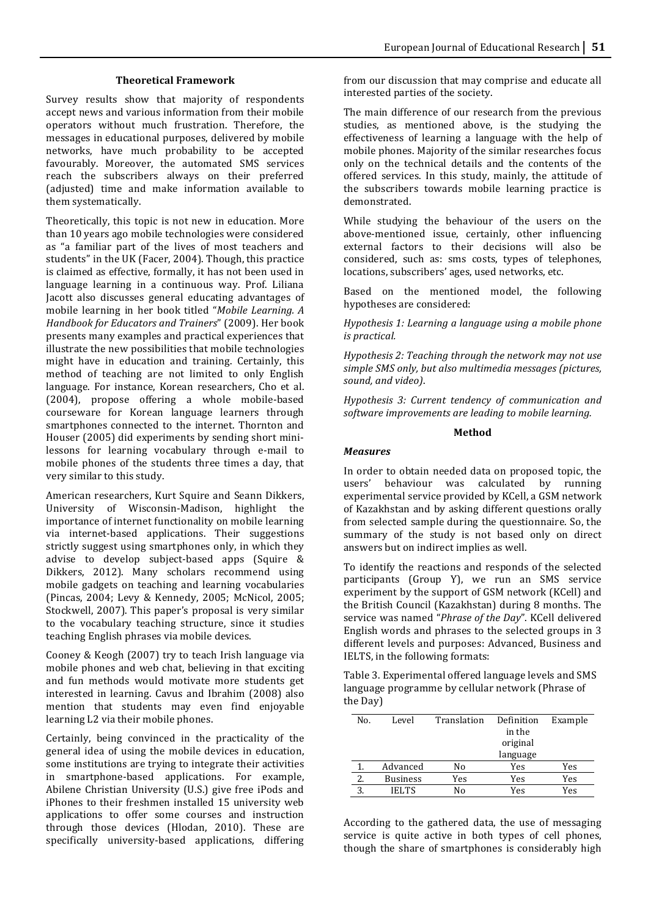### Theoretical Framework

Survey results show that majority of respondents accept news and various information from their mobile operators without much frustration. Therefore, the messages in educational purposes, delivered by mobile networks, have much probability to be accepted favourably. Moreover, the automated SMS services reach the subscribers always on their preferred (adjusted) time and make information available to them systematically.

Theoretically, this topic is not new in education. More than 10 years ago mobile technologies were considered as "a familiar part of the lives of most teachers and students" in the UK (Facer, 2004). Though, this practice is claimed as effective, formally, it has not been used in language learning in a continuous way. Prof. Liliana Jacott also discusses general educating advantages of mobile learning in her book titled "*Mobile Learning. A Handbook for Educators and Trainers*" (2009). Her book presents many examples and practical experiences that illustrate the new possibilities that mobile technologies might have in education and training. Certainly, this method of teaching are not limited to only English language. For instance, Korean researchers, Cho et al. (2004), propose offering a whole mobile-based courseware for Korean language learners through smartphones connected to the internet. Thornton and Houser (2005) did experiments by sending short mini-lessons for learning vocabulary through e-mail to mobile phones of the students three times a day, that very similar to this study.

American researchers, Kurt Squire and Seann Dikkers, University of Wisconsin-Madison, highlight the importance of internet functionality on mobile learning via internet-based applications. Their suggestions strictly suggest using smartphones only, in which they advise to develop subject-based apps (Squire & Dikkers, 2012). Many scholars recommend using mobile gadgets on teaching and learning vocabularies (Pincas, 2004; Levy & Kennedy, 2005; McNicol, 2005; Stockwell, 2007). This paper's proposal is very similar to the vocabulary teaching structure, since it studies teaching English phrases via mobile devices.

Cooney & Keogh (2007) try to teach Irish language via mobile phones and web chat, believing in that exciting and fun methods would motivate more students get interested in learning. Cavus and Ibrahim (2008) also mention that students may even find enjoyable learning L2 via their mobile phones.

Certainly, being convinced in the practicality of the general idea of using the mobile devices in education, some institutions are trying to integrate their activities in smartphone-based applications. For example, Abilene Christian University (U.S.) give free iPods and iPhones to their freshmen installed 15 university web applications to offer some courses and instruction through those devices (Hlodan, 2010). These are specifically university-based applications, differing from our discussion that may comprise and educate all interested parties of the society.

The main difference of our research from the previous studies, as mentioned above, is the studying the effectiveness of learning a language with the help of mobile phones. Majority of the similar researches focus only on the technical details and the contents of the offered services. In this study, mainly, the attitude of the subscribers towards mobile learning practice is demonstrated.

While studying the behaviour of the users on the above-mentioned issue, certainly, other influencing external factors to their decisions will also be considered, such as: sms costs, types of telephones, locations, subscribers' ages, used networks, etc.

Based on the mentioned model, the following hypotheses are considered:

*Hypothesis 1: Learning a language using a mobile phone is practical.*

*Hypothesis 2: Teaching through the network may not use simple SMS only, but also multimedia messages (pictures, sound, and video).*

*Hypothesis 3: Current tendency of communication and software improvements are leading to mobile learning.*

### Method

#### *Measures*

In order to obtain needed data on proposed topic, the users' behaviour was calculated by running experimental service provided by KCell, a GSM network of Kazakhstan and by asking different questions orally from selected sample during the questionnaire. So, the summary of the study is not based only on direct answers but on indirect implies as well.

To identify the reactions and responds of the selected participants (Group Y), we run an SMS service experiment by the support of GSM network (KCell) and the British Council (Kazakhstan) during 8 months. The service was named "*Phrase of the Day*". KCell delivered English words and phrases to the selected groups in 3 different levels and purposes: Advanced, Business and IELTS, in the following formats:

Table 3. Experimental offered language levels and SMS language programme by cellular network (Phrase of the Day)

| No. | Level | Translation | Definition in the original language | Example |
|---|---|---|---|---|
| 1. | Advanced | No | Yes | Yes |
| 2. | Business | Yes | Yes | Yes |
| 3. | IELTS | No | Yes | Yes |

According to the gathered data, the use of messaging service is quite active in both types of cell phones, though the share of smartphones is considerably high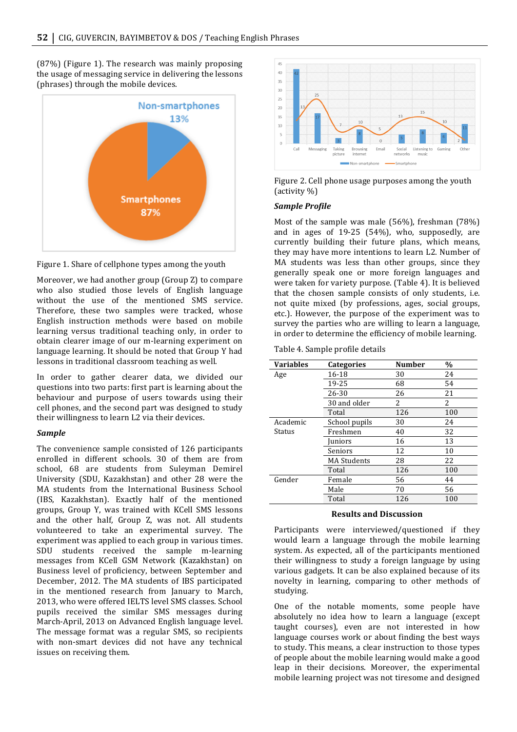(87%) (Figure 1). The research was mainly proposing the usage of messaging service in delivering the lessons (phrases) through the mobile devices.

Figure 1. Share of cellphone types among the youth

Moreover, we had another group (Group Z) to compare who also studied those levels of English language without the use of the mentioned SMS service. Therefore, these two samples were tracked, whose English instruction methods were based on mobile learning versus traditional teaching only, in order to obtain clearer image of our m-learning experiment on language learning. It should be noted that Group Y had lessons in traditional classroom teaching as well.

In order to gather clearer data, we divided our questions into two parts: first part is learning about the behaviour and purpose of users towards using their cell phones, and the second part was designed to study their willingness to learn L2 via their devices.

### *Sample*

The convenience sample consisted of 126 participants enrolled in different schools. 30 of them are from school, 68 are students from Suleyman Demirel University (SDU, Kazakhstan) and other 28 were the MA students from the International Business School (IBS, Kazakhstan). Exactly half of the mentioned groups, Group Y, was trained with KCell SMS lessons and the other half, Group Z, was not. All students volunteered to take an experimental survey. The experiment was applied to each group in various times. SDU students received the sample m-learning messages from KCell GSM Network (Kazakhstan) on Business level of proficiency, between September and December, 2012. The MA students of IBS participated in the mentioned research from January to March, 2013, who were offered IELTS SMS classes. School pupils received the similar SMS messages during March-April, 2013 on Advanced English language level. The message format was a regular SMS, so recipients with non-smart devices did not have any technical issues on receiving them.

Figure 2. Cell phone usage purposes among the youth (activity %)

### *Sample Profile*

Most of the sample was male (56%), freshman (78%) and in ages of 19-25 (54%), who, supposedly, are currently building their future plans, which means, they may have more intentions to learn L2. Number of MA students was less than other groups, since they generally speak one or more foreign languages and were taken for variety purpose. (Table 4). It is believed that the chosen sample consists of only students, i.e. not quite mixed (by professions, ages, social groups, etc.). However, the purpose of the experiment was to survey the parties who are willing to learn a language, in order to determine the efficiency of mobile learning.

Table 4. Sample profile details

| Variables | Categories | Number | % |
|---|---|---|---|
| Age | 16-18 | 30 | 24 |
| | 19-25 | 68 | 54 |
| | 26-30 | 26 | 21 |
| | 30 and older | 2 | 2 |
| | Total | 126 | 100 |
| Academic Status | School pupils | 30 | 24 |
| | Freshmen | 40 | 32 |
| | Juniors | 16 | 13 |
| | Seniors | 12 | 10 |
| | MA Students | 28 | 22 |
| | Total | 126 | 100 |
| Gender | Female | 56 | 44 |
| | Male | 70 | 56 |
| | Total | 126 | 100 |

## Results and Discussion

Participants were interviewed/questioned if they would learn a language through the mobile learning system. As expected, all of the participants mentioned their willingness to study a foreign language by using various gadgets. It can be also explained because of its novelty in learning, comparing to other methods of studying.

One of the notable moments, some people have absolutely no idea how to learn a language (except taught courses), even are not interested in how language courses work or about finding the best ways to study. This means, a clear instruction to those types of people about the mobile learning would make a good leap in their decisions. Moreover, the experimental mobile learning project was not tiresome and designed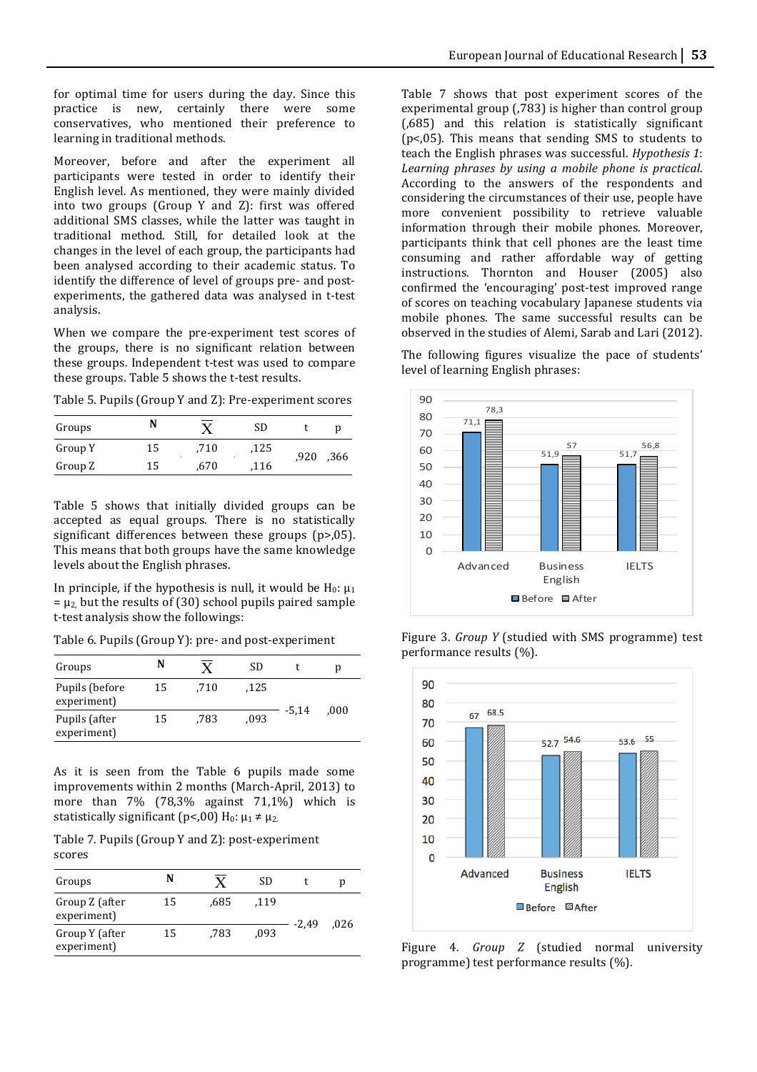for optimal time for users during the day. Since this practice is new, certainly there were some conservatives, who mentioned their preference to learning in traditional methods.

Moreover, before and after the experiment all participants were tested in order to identify their English level. As mentioned, they were mainly divided into two groups (Group Y and Z): first was offered additional SMS classes, while the latter was taught in traditional method. Still, for detailed look at the changes in the level of each group, the participants had been analysed according to their academic status. To identify the difference of level of groups pre- and post-experiments, the gathered data was analysed in t-test analysis.

When we compare the pre-experiment test scores of the groups, there is no significant relation between these groups. Independent t-test was used to compare these groups. Table 5 shows the t-test results.

Table 5. Pupils (Group Y and Z): Pre-experiment scores

| Groups | N | $\overline{X}$ | SD | t | p |
|---|---|---|---|---|---|
| Group Y | 15 | ,710 | ,125 | ,920 | ,366 |
| Group Z | 15 | ,670 | ,116 | | |

Table 5 shows that initially divided groups can be accepted as equal groups. There is no statistically significant differences between these groups (p>,05). This means that both groups have the same knowledge levels about the English phrases.

In principle, if the hypothesis is null, it would be $H_0$: $\mu_1 = \mu_2$, but the results of (30) school pupils paired sample t-test analysis show the followings:

Table 6. Pupils (Group Y): pre- and post-experiment

| Groups | N | $\overline{X}$ | SD | t | p |
|---|---|---|---|---|---|
| Pupils (before experiment) | 15 | ,710 | ,125 | -5,14 | ,000 |
| Pupils (after experiment) | 15 | ,783 | ,093 | | |

As it is seen from the Table 6 pupils made some improvements within 2 months (March-April, 2013) to more than 7% (78,3% against 71,1%) which is statistically significant (p<,00) $H_0$: $\mu_1 \neq \mu_2$.

Table 7. Pupils (Group Y and Z): post-experiment scores

| Groups | N | $\overline{X}$ | SD | t | p |
|---|---|---|---|---|---|
| Group Z (after experiment) | 15 | ,685 | ,119 | -2,49 | ,026 |
| Group Y (after experiment) | 15 | ,783 | ,093 | | |

Table 7 shows that post experiment scores of the experimental group (,783) is higher than control group (,685) and this relation is statistically significant (p<,05). This means that sending SMS to students to teach the English phrases was successful. *Hypothesis 1: Learning phrases by using a mobile phone is practical.* According to the answers of the respondents and considering the circumstances of their use, people have more convenient possibility to retrieve valuable information through their mobile phones. Moreover, participants think that cell phones are the least time consuming and rather affordable way of getting instructions. Thornton and Houser (2005) also confirmed the 'encouraging' post-test improved range of scores on teaching vocabulary Japanese students via mobile phones. The same successful results can be observed in the studies of Alemi, Sarab and Lari (2012).

The following figures visualize the pace of students' level of learning English phrases:

| | Before | After |
|---|---|---|
| Advanced | 71,1 | 78,3 |
| Business English | 51,9 | 57 |
| IELTS | 51,7 | 56,8 |

Figure 3. *Group Y* (studied with SMS programme) test performance results (%).

| | Before | After |
|---|---|---|
| Advanced | 67 | 68.5 |
| Business English | 52.7 | 54.6 |
| IELTS | 53.6 | 55 |

Figure 4. *Group Z* (studied normal university programme) test performance results (%).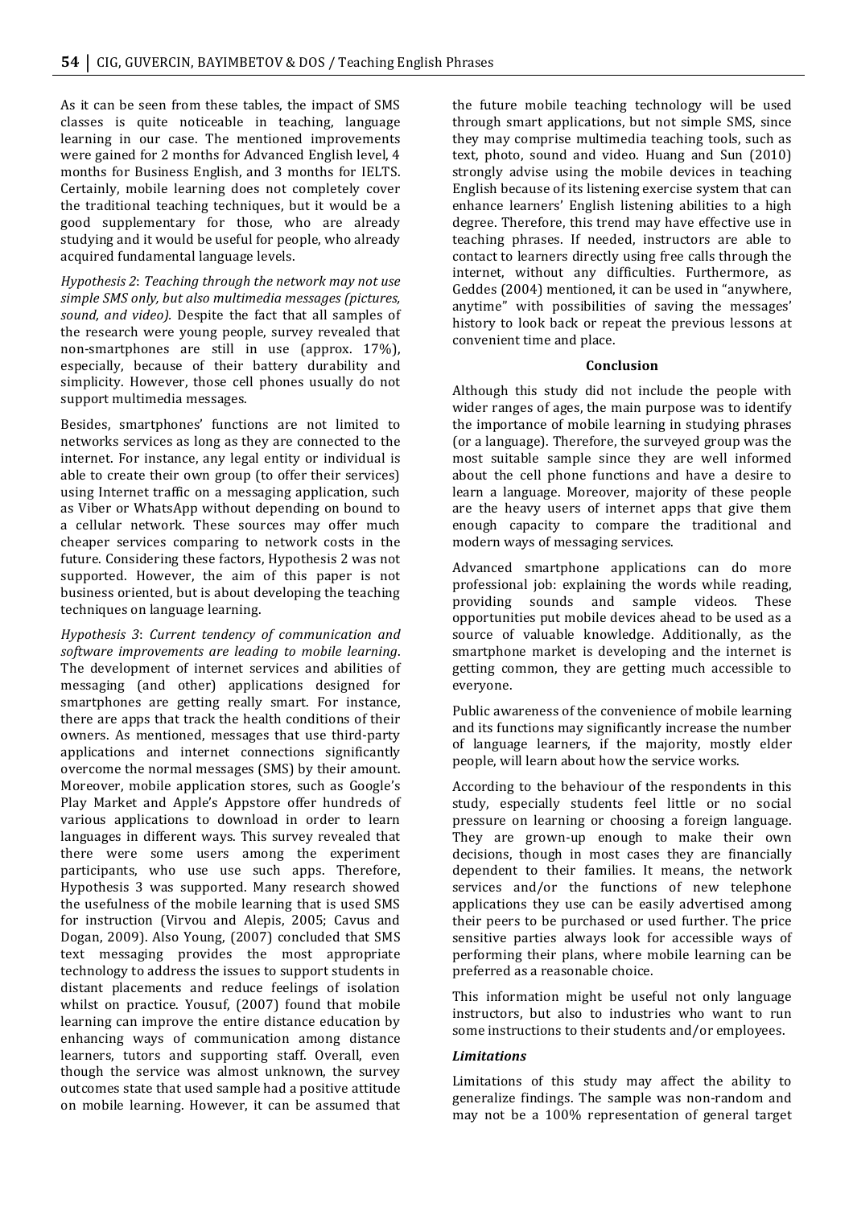As it can be seen from these tables, the impact of SMS classes is quite noticeable in teaching, language learning in our case. The mentioned improvements were gained for 2 months for Advanced English level, 4 months for Business English, and 3 months for IELTS. Certainly, mobile learning does not completely cover the traditional teaching techniques, but it would be a good supplementary for those, who are already studying and it would be useful for people, who already acquired fundamental language levels.

*Hypothesis 2*: *Teaching through the network may not use simple SMS only, but also multimedia messages (pictures, sound, and video).* Despite the fact that all samples of the research were young people, survey revealed that non-smartphones are still in use (approx. 17%), especially, because of their battery durability and simplicity. However, those cell phones usually do not support multimedia messages.

Besides, smartphones' functions are not limited to networks services as long as they are connected to the internet. For instance, any legal entity or individual is able to create their own group (to offer their services) using Internet traffic on a messaging application, such as Viber or WhatsApp without depending on bound to a cellular network. These sources may offer much cheaper services comparing to network costs in the future. Considering these factors, Hypothesis 2 was not supported. However, the aim of this paper is not business oriented, but is about developing the teaching techniques on language learning.

*Hypothesis 3*: *Current tendency of communication and software improvements are leading to mobile learning*. The development of internet services and abilities of messaging (and other) applications designed for smartphones are getting really smart. For instance, there are apps that track the health conditions of their owners. As mentioned, messages that use third-party applications and internet connections significantly overcome the normal messages (SMS) by their amount. Moreover, mobile application stores, such as Google's Play Market and Apple's Appstore offer hundreds of various applications to download in order to learn languages in different ways. This survey revealed that there were some users among the experiment participants, who use use such apps. Therefore, Hypothesis 3 was supported. Many research showed the usefulness of the mobile learning that is used SMS for instruction (Virvou and Alepis, 2005; Cavus and Dogan, 2009). Also Young, (2007) concluded that SMS text messaging provides the most appropriate technology to address the issues to support students in distant placements and reduce feelings of isolation whilst on practice. Yousuf, (2007) found that mobile learning can improve the entire distance education by enhancing ways of communication among distance learners, tutors and supporting staff. Overall, even though the service was almost unknown, the survey outcomes state that used sample had a positive attitude on mobile learning. However, it can be assumed that the future mobile teaching technology will be used through smart applications, but not simple SMS, since they may comprise multimedia teaching tools, such as text, photo, sound and video. Huang and Sun (2010) strongly advise using the mobile devices in teaching English because of its listening exercise system that can enhance learners' English listening abilities to a high degree. Therefore, this trend may have effective use in teaching phrases. If needed, instructors are able to contact to learners directly using free calls through the internet, without any difficulties. Furthermore, as Geddes (2004) mentioned, it can be used in "anywhere, anytime" with possibilities of saving the messages' history to look back or repeat the previous lessons at convenient time and place.

## Conclusion

Although this study did not include the people with wider ranges of ages, the main purpose was to identify the importance of mobile learning in studying phrases (or a language). Therefore, the surveyed group was the most suitable sample since they are well informed about the cell phone functions and have a desire to learn a language. Moreover, majority of these people are the heavy users of internet apps that give them enough capacity to compare the traditional and modern ways of messaging services.

Advanced smartphone applications can do more professional job: explaining the words while reading, providing sounds and sample videos. These opportunities put mobile devices ahead to be used as a source of valuable knowledge. Additionally, as the smartphone market is developing and the internet is getting common, they are getting much accessible to everyone.

Public awareness of the convenience of mobile learning and its functions may significantly increase the number of language learners, if the majority, mostly elder people, will learn about how the service works.

According to the behaviour of the respondents in this study, especially students feel little or no social pressure on learning or choosing a foreign language. They are grown-up enough to make their own decisions, though in most cases they are financially dependent to their families. It means, the network services and/or the functions of new telephone applications they use can be easily advertised among their peers to be purchased or used further. The price sensitive parties always look for accessible ways of performing their plans, where mobile learning can be preferred as a reasonable choice.

This information might be useful not only language instructors, but also to industries who want to run some instructions to their students and/or employees.

### *Limitations*

Limitations of this study may affect the ability to generalize findings. The sample was non-random and may not be a 100% representation of general target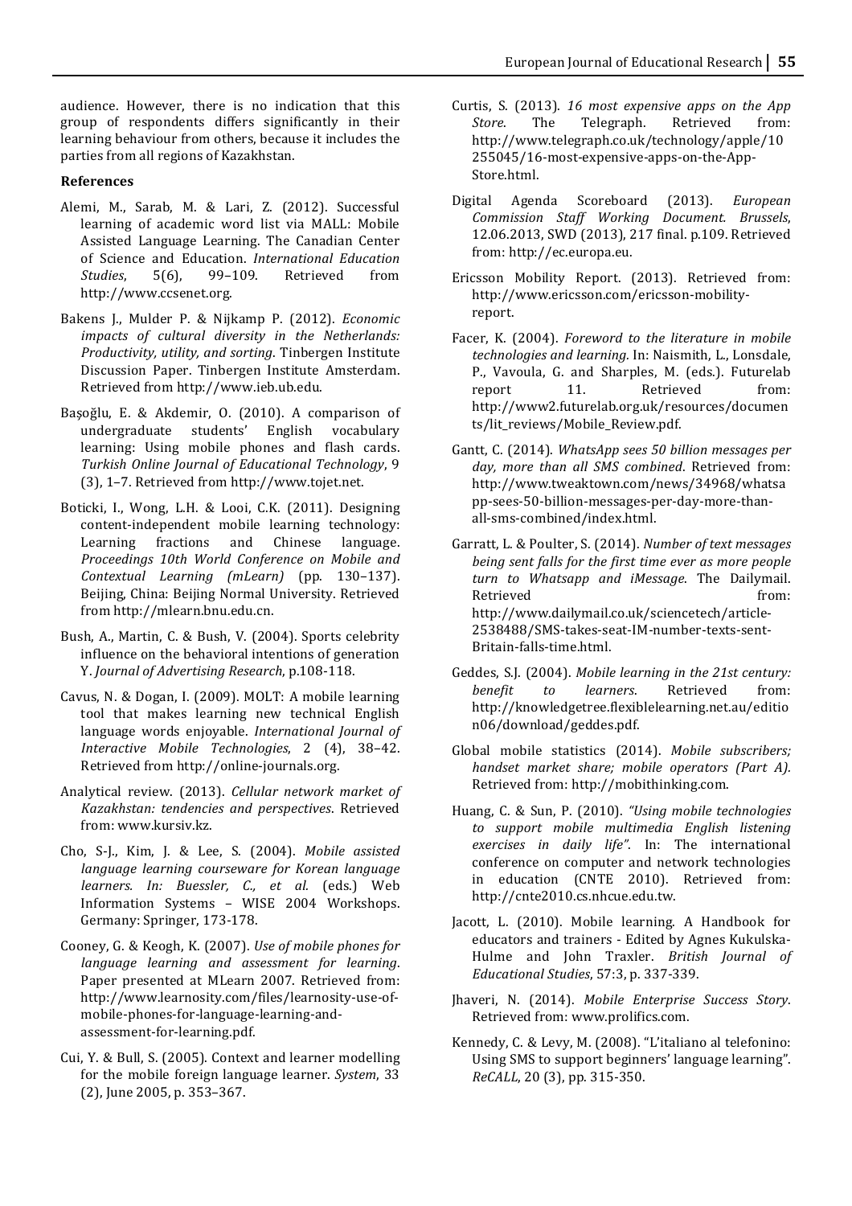audience. However, there is no indication that this group of respondents differs significantly in their learning behaviour from others, because it includes the parties from all regions of Kazakhstan.

### References

Alemi, M., Sarab, M. & Lari, Z. (2012). Successful learning of academic word list via MALL: Mobile Assisted Language Learning. The Canadian Center of Science and Education. *International Education Studies*, 5(6), 99–109. Retrieved from http://www.ccsenet.org.

Bakens J., Mulder P. & Nijkamp P. (2012). *Economic impacts of cultural diversity in the Netherlands: Productivity, utility, and sorting*. Tinbergen Institute Discussion Paper. Tinbergen Institute Amsterdam. Retrieved from http://www.ieb.ub.edu.

Başoğlu, E. & Akdemir, O. (2010). A comparison of undergraduate students' English vocabulary learning: Using mobile phones and flash cards. *Turkish Online Journal of Educational Technology*, 9 (3), 1–7. Retrieved from http://www.tojet.net.

Boticki, I., Wong, L.H. & Looi, C.K. (2011). Designing content-independent mobile learning technology: Learning fractions and Chinese language. *Proceedings 10th World Conference on Mobile and Contextual Learning (mLearn)* (pp. 130–137). Beijing, China: Beijing Normal University. Retrieved from http://mlearn.bnu.edu.cn.

Bush, A., Martin, C. & Bush, V. (2004). Sports celebrity influence on the behavioral intentions of generation Y. *Journal of Advertising Research*, p.108-118.

Cavus, N. & Dogan, I. (2009). MOLT: A mobile learning tool that makes learning new technical English language words enjoyable. *International Journal of Interactive Mobile Technologies*, 2 (4), 38–42. Retrieved from http://online-journals.org.

Analytical review. (2013). *Cellular network market of Kazakhstan: tendencies and perspectives*. Retrieved from: www.kursiv.kz.

Cho, S-J., Kim, J. & Lee, S. (2004). *Mobile assisted language learning courseware for Korean language learners. In: Buessler, C., et al.* (eds.) Web Information Systems – WISE 2004 Workshops. Germany: Springer, 173-178.

Cooney, G. & Keogh, K. (2007). *Use of mobile phones for language learning and assessment for learning*. Paper presented at MLearn 2007. Retrieved from: http://www.learnosity.com/files/learnosity-use-of-mobile-phones-for-language-learning-and-assessment-for-learning.pdf.

Cui, Y. & Bull, S. (2005). Context and learner modelling for the mobile foreign language learner. *System*, 33 (2), June 2005, p. 353–367.

Curtis, S. (2013). *16 most expensive apps on the App Store*. The Telegraph. Retrieved from: http://www.telegraph.co.uk/technology/apple/10255045/16-most-expensive-apps-on-the-App-Store.html.

Digital Agenda Scoreboard (2013). *European Commission Staff Working Document. Brussels*, 12.06.2013, SWD (2013), 217 final. p.109. Retrieved from: http://ec.europa.eu.

Ericsson Mobility Report. (2013). Retrieved from: http://www.ericsson.com/ericsson-mobility-report.

Facer, K. (2004). *Foreword to the literature in mobile technologies and learning*. In: Naismith, L., Lonsdale, P., Vavoula, G. and Sharples, M. (eds.). Futurelab report 11. Retrieved from: http://www2.futurelab.org.uk/resources/documents/lit_reviews/Mobile_Review.pdf.

Gantt, C. (2014). *WhatsApp sees 50 billion messages per day, more than all SMS combined*. Retrieved from: http://www.tweaktown.com/news/34968/whatsapp-sees-50-billion-messages-per-day-more-than-all-sms-combined/index.html.

Garratt, L. & Poulter, S. (2014). *Number of text messages being sent falls for the first time ever as more people turn to Whatsapp and iMessage*. The Dailymail. Retrieved from: http://www.dailymail.co.uk/sciencetech/article-2538488/SMS-takes-seat-IM-number-texts-sent-Britain-falls-time.html.

Geddes, S.J. (2004). *Mobile learning in the 21st century: benefit to learners*. Retrieved from: http://knowledgetree.flexiblelearning.net.au/edition06/download/geddes.pdf.

Global mobile statistics (2014). *Mobile subscribers; handset market share; mobile operators (Part A).* Retrieved from: http://mobithinking.com.

Huang, C. & Sun, P. (2010). *"Using mobile technologies to support mobile multimedia English listening exercises in daily life"*. In: The international conference on computer and network technologies in education (CNTE 2010). Retrieved from: http://cnte2010.cs.nhcue.edu.tw.

Jacott, L. (2010). Mobile learning. A Handbook for educators and trainers - Edited by Agnes Kukulska-Hulme and John Traxler. *British Journal of Educational Studies*, 57:3, p. 337-339.

Jhaveri, N. (2014). *Mobile Enterprise Success Story.* Retrieved from: www.prolifics.com.

Kennedy, C. & Levy, M. (2008). "L'italiano al telefonino: Using SMS to support beginners' language learning". *ReCALL*, 20 (3), pp. 315-350.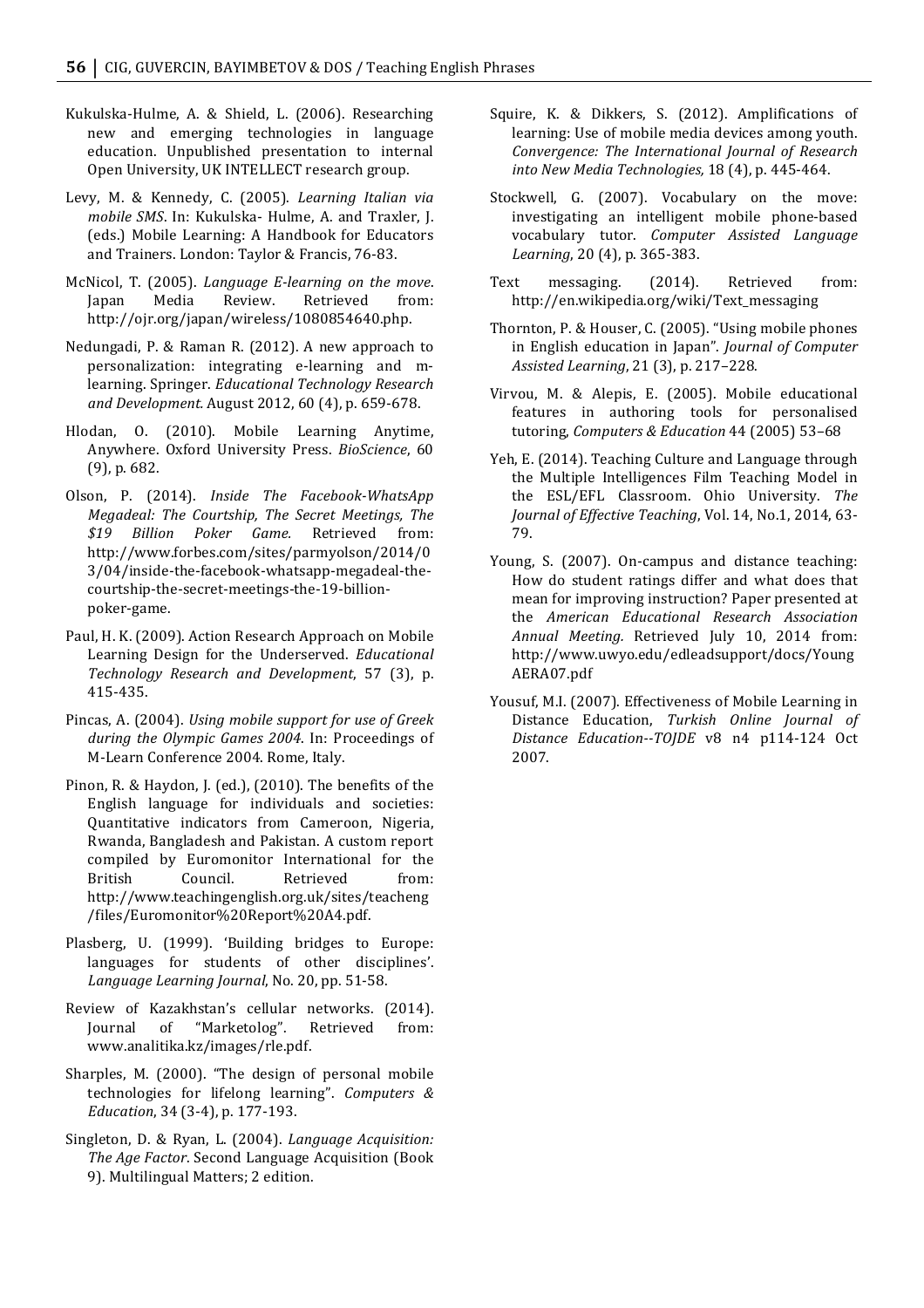Kukulska-Hulme, A. & Shield, L. (2006). Researching new and emerging technologies in language education. Unpublished presentation to internal Open University, UK INTELLECT research group.

Levy, M. & Kennedy, C. (2005). *Learning Italian via mobile SMS*. In: Kukulska- Hulme, A. and Traxler, J. (eds.) Mobile Learning: A Handbook for Educators and Trainers. London: Taylor & Francis, 76-83.

McNicol, T. (2005). *Language E-learning on the move*. Japan Media Review. Retrieved from: http://ojr.org/japan/wireless/1080854640.php.

Nedungadi, P. & Raman R. (2012). A new approach to personalization: integrating e-learning and m-learning. Springer. *Educational Technology Research and Development.* August 2012, 60 (4), p. 659-678.

Hlodan, O. (2010). Mobile Learning Anytime, Anywhere. Oxford University Press. *BioScience*, 60 (9), p. 682.

Olson, P. (2014). *Inside The Facebook-WhatsApp Megadeal: The Courtship, The Secret Meetings, The $19 Billion Poker Game.* Retrieved from: http://www.forbes.com/sites/parmyolson/2014/03/04/inside-the-facebook-whatsapp-megadeal-the-courtship-the-secret-meetings-the-19-billion-poker-game.

Paul, H. K. (2009). Action Research Approach on Mobile Learning Design for the Underserved. *Educational Technology Research and Development*, 57 (3), p. 415-435.

Pincas, A. (2004). *Using mobile support for use of Greek during the Olympic Games 2004*. In: Proceedings of M-Learn Conference 2004. Rome, Italy.

Pinon, R. & Haydon, J. (ed.), (2010). The benefits of the English language for individuals and societies: Quantitative indicators from Cameroon, Nigeria, Rwanda, Bangladesh and Pakistan. A custom report compiled by Euromonitor International for the British Council. Retrieved from: http://www.teachingenglish.org.uk/sites/teacheng/files/Euromonitor%20Report%20A4.pdf.

Plasberg, U. (1999). 'Building bridges to Europe: languages for students of other disciplines'. *Language Learning Journal*, No. 20, pp. 51-58.

Review of Kazakhstan's cellular networks. (2014). Journal of "Marketolog". Retrieved from: www.analitika.kz/images/rle.pdf.

Sharples, M. (2000). "The design of personal mobile technologies for lifelong learning". *Computers & Education*, 34 (3-4), p. 177-193.

Singleton, D. & Ryan, L. (2004). *Language Acquisition: The Age Factor*. Second Language Acquisition (Book 9). Multilingual Matters; 2 edition.

Squire, K. & Dikkers, S. (2012). Amplifications of learning: Use of mobile media devices among youth. *Convergence: The International Journal of Research into New Media Technologies,* 18 (4), p. 445-464.

Stockwell, G. (2007). Vocabulary on the move: investigating an intelligent mobile phone-based vocabulary tutor. *Computer Assisted Language Learning*, 20 (4), p. 365-383.

Text messaging. (2014). Retrieved from: http://en.wikipedia.org/wiki/Text_messaging

Thornton, P. & Houser, C. (2005). "Using mobile phones in English education in Japan". *Journal of Computer Assisted Learning*, 21 (3), p. 217–228.

Virvou, M. & Alepis, E. (2005). Mobile educational features in authoring tools for personalised tutoring, *Computers & Education* 44 (2005) 53–68

Yeh, E. (2014). Teaching Culture and Language through the Multiple Intelligences Film Teaching Model in the ESL/EFL Classroom. Ohio University. *The Journal of Effective Teaching*, Vol. 14, No.1, 2014, 63-79.

Young, S. (2007). On-campus and distance teaching: How do student ratings differ and what does that mean for improving instruction? Paper presented at the *American Educational Research Association Annual Meeting.* Retrieved July 10, 2014 from: http://www.uwyo.edu/edleadsupport/docs/YoungAERA07.pdf

Yousuf, M.I. (2007). Effectiveness of Mobile Learning in Distance Education, *Turkish Online Journal of Distance Education--TOJDE* v8 n4 p114-124 Oct 2007.